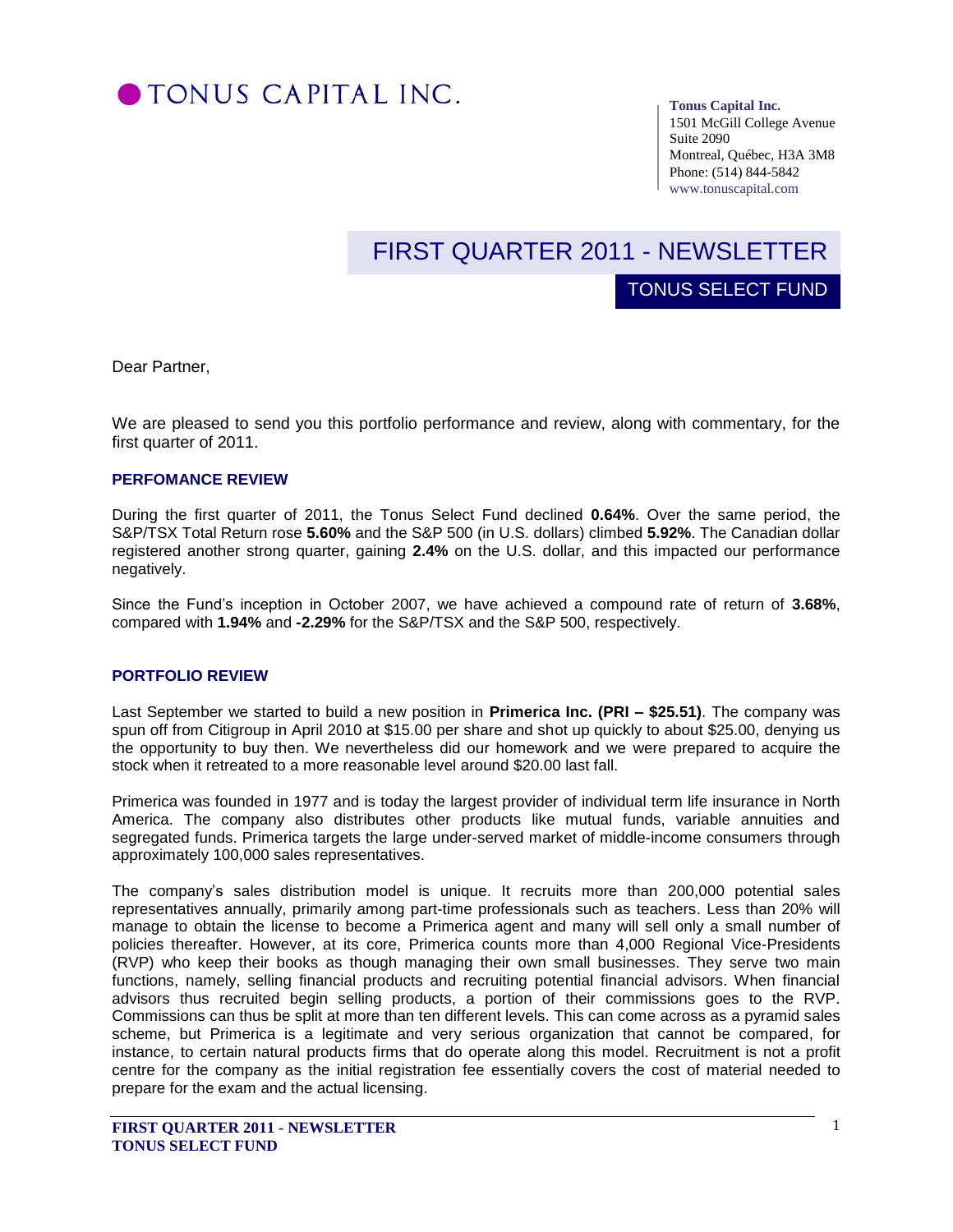# TONUS CAPITAL INC.

**Tonus Capital Inc.**
1501 McGill College Avenue
Suite 2090
Montreal, Québec, H3A 3M8
Phone: (514) 844-5842
www.tonuscapital.com

## FIRST QUARTER 2011 - NEWSLETTER

### TONUS SELECT FUND

Dear Partner,

We are pleased to send you this portfolio performance and review, along with commentary, for the first quarter of 2011.

### PERFOMANCE REVIEW

During the first quarter of 2011, the Tonus Select Fund declined **0.64%**. Over the same period, the S&P/TSX Total Return rose **5.60%** and the S&P 500 (in U.S. dollars) climbed **5.92%**. The Canadian dollar registered another strong quarter, gaining **2.4%** on the U.S. dollar, and this impacted our performance negatively.

Since the Fund's inception in October 2007, we have achieved a compound rate of return of **3.68%**, compared with **1.94%** and **-2.29%** for the S&P/TSX and the S&P 500, respectively.

### PORTFOLIO REVIEW

Last September we started to build a new position in **Primerica Inc. (PRI – $25.51)**. The company was spun off from Citigroup in April 2010 at $15.00 per share and shot up quickly to about $25.00, denying us the opportunity to buy then. We nevertheless did our homework and we were prepared to acquire the stock when it retreated to a more reasonable level around $20.00 last fall.

Primerica was founded in 1977 and is today the largest provider of individual term life insurance in North America. The company also distributes other products like mutual funds, variable annuities and segregated funds. Primerica targets the large under-served market of middle-income consumers through approximately 100,000 sales representatives.

The company's sales distribution model is unique. It recruits more than 200,000 potential sales representatives annually, primarily among part-time professionals such as teachers. Less than 20% will manage to obtain the license to become a Primerica agent and many will sell only a small number of policies thereafter. However, at its core, Primerica counts more than 4,000 Regional Vice-Presidents (RVP) who keep their books as though managing their own small businesses. They serve two main functions, namely, selling financial products and recruiting potential financial advisors. When financial advisors thus recruited begin selling products, a portion of their commissions goes to the RVP. Commissions can thus be split at more than ten different levels. This can come across as a pyramid sales scheme, but Primerica is a legitimate and very serious organization that cannot be compared, for instance, to certain natural products firms that do operate along this model. Recruitment is not a profit centre for the company as the initial registration fee essentially covers the cost of material needed to prepare for the exam and the actual licensing.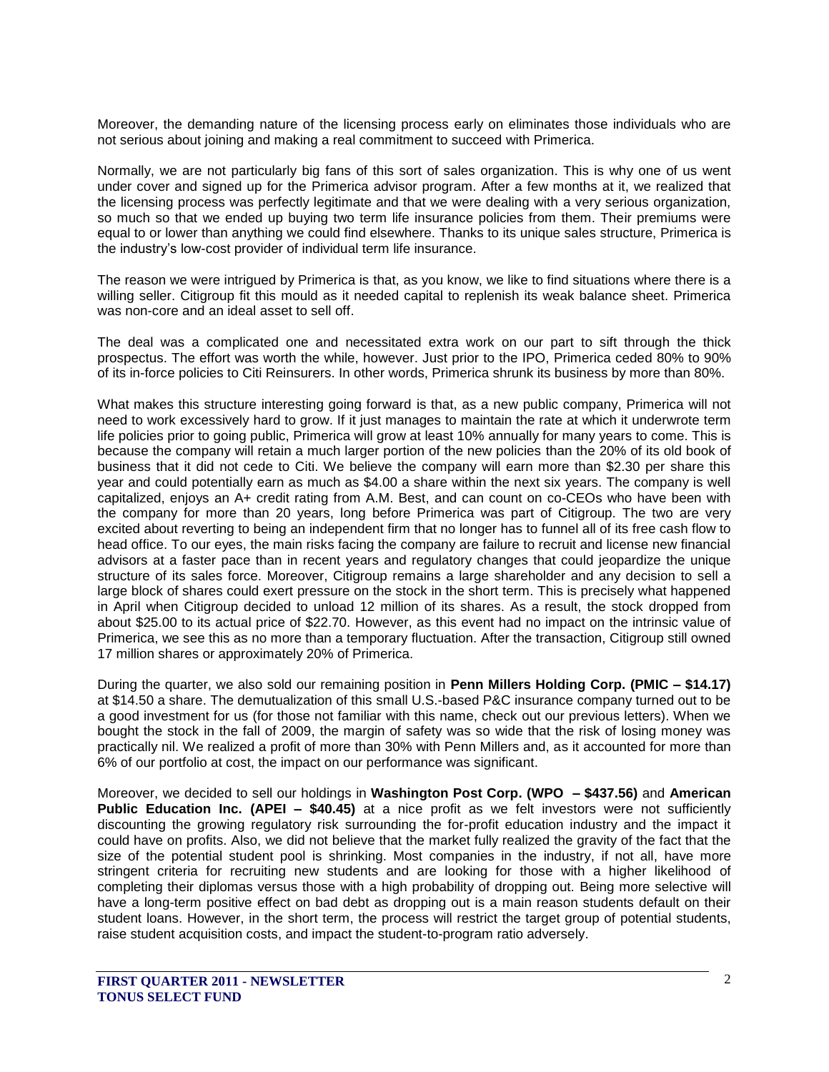Moreover, the demanding nature of the licensing process early on eliminates those individuals who are not serious about joining and making a real commitment to succeed with Primerica.

Normally, we are not particularly big fans of this sort of sales organization. This is why one of us went under cover and signed up for the Primerica advisor program. After a few months at it, we realized that the licensing process was perfectly legitimate and that we were dealing with a very serious organization, so much so that we ended up buying two term life insurance policies from them. Their premiums were equal to or lower than anything we could find elsewhere. Thanks to its unique sales structure, Primerica is the industry's low-cost provider of individual term life insurance.

The reason we were intrigued by Primerica is that, as you know, we like to find situations where there is a willing seller. Citigroup fit this mould as it needed capital to replenish its weak balance sheet. Primerica was non-core and an ideal asset to sell off.

The deal was a complicated one and necessitated extra work on our part to sift through the thick prospectus. The effort was worth the while, however. Just prior to the IPO, Primerica ceded 80% to 90% of its in-force policies to Citi Reinsurers. In other words, Primerica shrunk its business by more than 80%.

What makes this structure interesting going forward is that, as a new public company, Primerica will not need to work excessively hard to grow. If it just manages to maintain the rate at which it underwrote term life policies prior to going public, Primerica will grow at least 10% annually for many years to come. This is because the company will retain a much larger portion of the new policies than the 20% of its old book of business that it did not cede to Citi. We believe the company will earn more than $2.30 per share this year and could potentially earn as much as $4.00 a share within the next six years. The company is well capitalized, enjoys an A+ credit rating from A.M. Best, and can count on co-CEOs who have been with the company for more than 20 years, long before Primerica was part of Citigroup. The two are very excited about reverting to being an independent firm that no longer has to funnel all of its free cash flow to head office. To our eyes, the main risks facing the company are failure to recruit and license new financial advisors at a faster pace than in recent years and regulatory changes that could jeopardize the unique structure of its sales force. Moreover, Citigroup remains a large shareholder and any decision to sell a large block of shares could exert pressure on the stock in the short term. This is precisely what happened in April when Citigroup decided to unload 12 million of its shares. As a result, the stock dropped from about $25.00 to its actual price of $22.70. However, as this event had no impact on the intrinsic value of Primerica, we see this as no more than a temporary fluctuation. After the transaction, Citigroup still owned 17 million shares or approximately 20% of Primerica.

During the quarter, we also sold our remaining position in **Penn Millers Holding Corp. (PMIC – $14.17)** at $14.50 a share. The demutualization of this small U.S.-based P&C insurance company turned out to be a good investment for us (for those not familiar with this name, check out our previous letters). When we bought the stock in the fall of 2009, the margin of safety was so wide that the risk of losing money was practically nil. We realized a profit of more than 30% with Penn Millers and, as it accounted for more than 6% of our portfolio at cost, the impact on our performance was significant.

Moreover, we decided to sell our holdings in **Washington Post Corp. (WPO – $437.56)** and **American Public Education Inc. (APEI – $40.45)** at a nice profit as we felt investors were not sufficiently discounting the growing regulatory risk surrounding the for-profit education industry and the impact it could have on profits. Also, we did not believe that the market fully realized the gravity of the fact that the size of the potential student pool is shrinking. Most companies in the industry, if not all, have more stringent criteria for recruiting new students and are looking for those with a higher likelihood of completing their diplomas versus those with a high probability of dropping out. Being more selective will have a long-term positive effect on bad debt as dropping out is a main reason students default on their student loans. However, in the short term, the process will restrict the target group of potential students, raise student acquisition costs, and impact the student-to-program ratio adversely.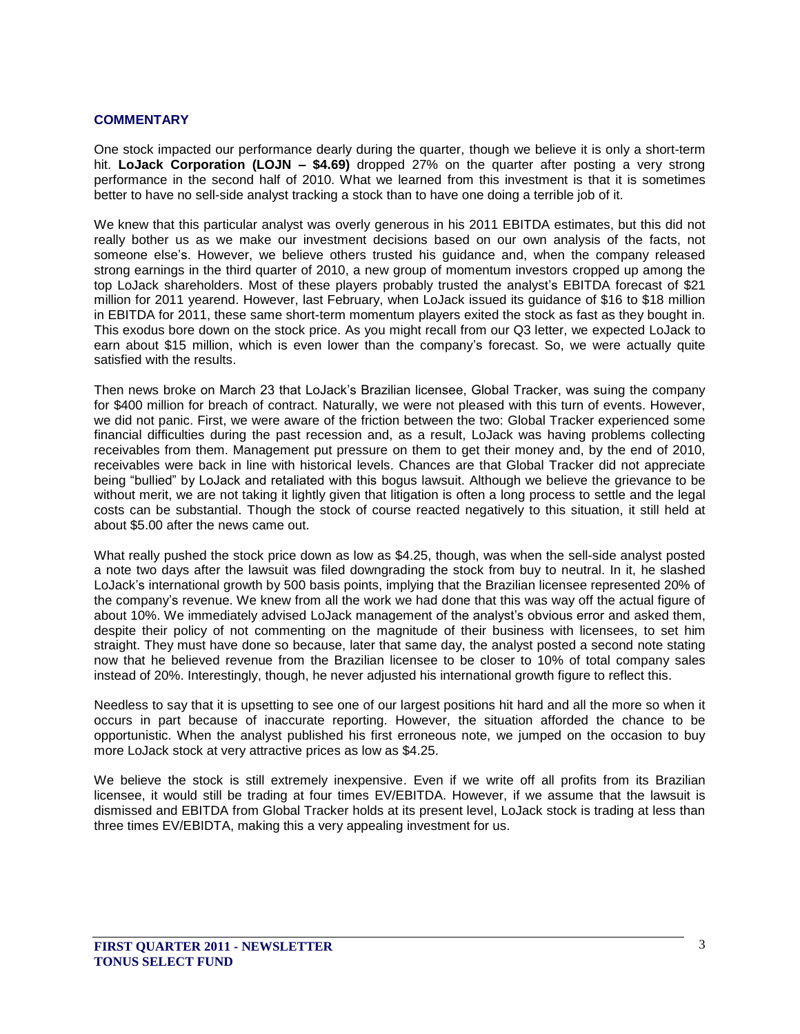## COMMENTARY

One stock impacted our performance dearly during the quarter, though we believe it is only a short-term hit. **LoJack Corporation (LOJN – $4.69)** dropped 27% on the quarter after posting a very strong performance in the second half of 2010. What we learned from this investment is that it is sometimes better to have no sell-side analyst tracking a stock than to have one doing a terrible job of it.

We knew that this particular analyst was overly generous in his 2011 EBITDA estimates, but this did not really bother us as we make our investment decisions based on our own analysis of the facts, not someone else's. However, we believe others trusted his guidance and, when the company released strong earnings in the third quarter of 2010, a new group of momentum investors cropped up among the top LoJack shareholders. Most of these players probably trusted the analyst's EBITDA forecast of $21 million for 2011 yearend. However, last February, when LoJack issued its guidance of $16 to $18 million in EBITDA for 2011, these same short-term momentum players exited the stock as fast as they bought in. This exodus bore down on the stock price. As you might recall from our Q3 letter, we expected LoJack to earn about $15 million, which is even lower than the company's forecast. So, we were actually quite satisfied with the results.

Then news broke on March 23 that LoJack's Brazilian licensee, Global Tracker, was suing the company for $400 million for breach of contract. Naturally, we were not pleased with this turn of events. However, we did not panic. First, we were aware of the friction between the two: Global Tracker experienced some financial difficulties during the past recession and, as a result, LoJack was having problems collecting receivables from them. Management put pressure on them to get their money and, by the end of 2010, receivables were back in line with historical levels. Chances are that Global Tracker did not appreciate being "bullied" by LoJack and retaliated with this bogus lawsuit. Although we believe the grievance to be without merit, we are not taking it lightly given that litigation is often a long process to settle and the legal costs can be substantial. Though the stock of course reacted negatively to this situation, it still held at about $5.00 after the news came out.

What really pushed the stock price down as low as $4.25, though, was when the sell-side analyst posted a note two days after the lawsuit was filed downgrading the stock from buy to neutral. In it, he slashed LoJack's international growth by 500 basis points, implying that the Brazilian licensee represented 20% of the company's revenue. We knew from all the work we had done that this was way off the actual figure of about 10%. We immediately advised LoJack management of the analyst's obvious error and asked them, despite their policy of not commenting on the magnitude of their business with licensees, to set him straight. They must have done so because, later that same day, the analyst posted a second note stating now that he believed revenue from the Brazilian licensee to be closer to 10% of total company sales instead of 20%. Interestingly, though, he never adjusted his international growth figure to reflect this.

Needless to say that it is upsetting to see one of our largest positions hit hard and all the more so when it occurs in part because of inaccurate reporting. However, the situation afforded the chance to be opportunistic. When the analyst published his first erroneous note, we jumped on the occasion to buy more LoJack stock at very attractive prices as low as $4.25.

We believe the stock is still extremely inexpensive. Even if we write off all profits from its Brazilian licensee, it would still be trading at four times EV/EBITDA. However, if we assume that the lawsuit is dismissed and EBITDA from Global Tracker holds at its present level, LoJack stock is trading at less than three times EV/EBIDTA, making this a very appealing investment for us.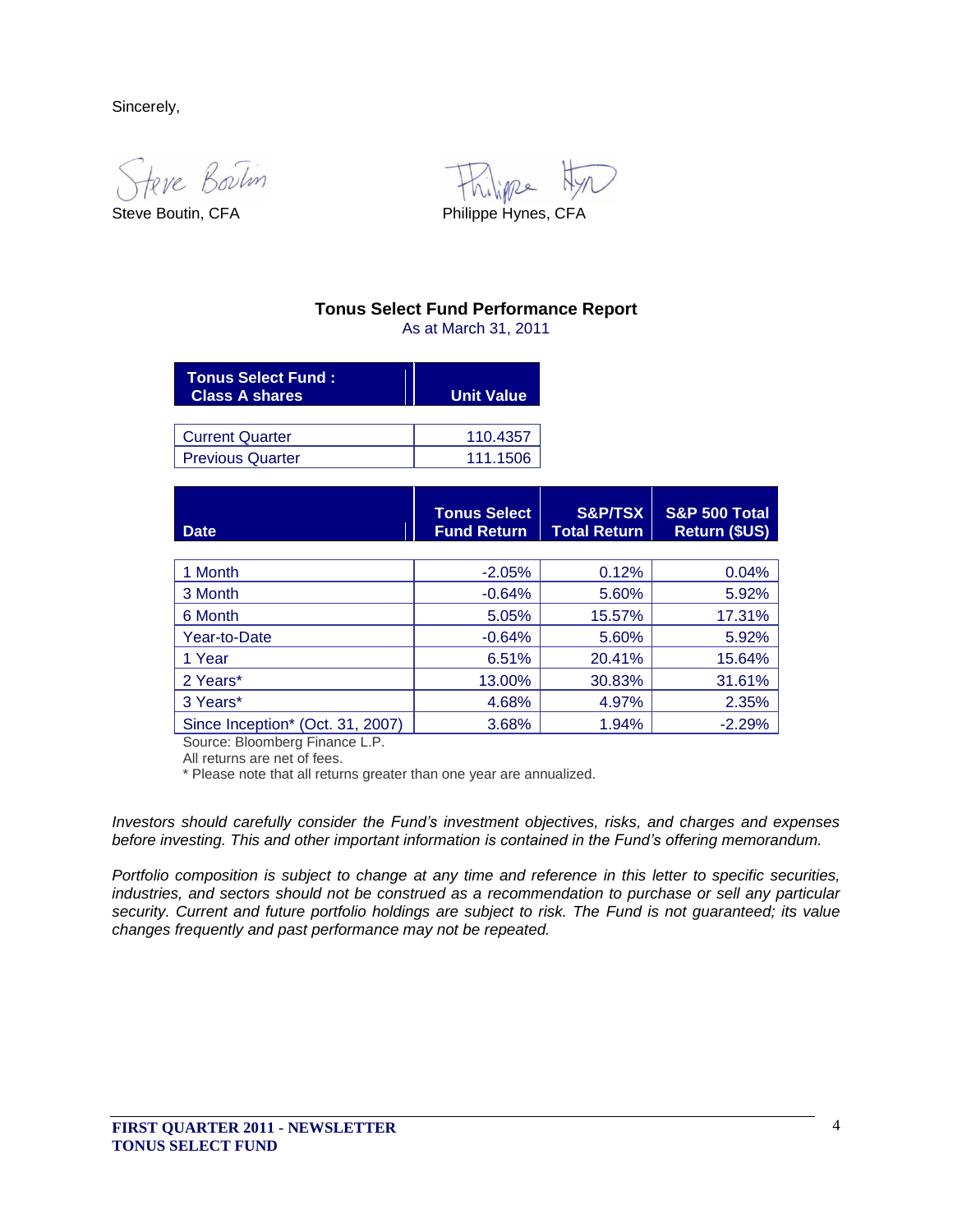Sincerely,

Steve Boutin, CFA

Philippe Hynes, CFA

## Tonus Select Fund Performance Report

As at March 31, 2011

| Tonus Select Fund : Class A shares | Unit Value |
|---|---|
| Current Quarter | 110.4357 |
| Previous Quarter | 111.1506 |

| Date | Tonus Select Fund Return | S&P/TSX Total Return | S&P 500 Total Return ($US) |
|---|---|---|---|
| 1 Month | -2.05% | 0.12% | 0.04% |
| 3 Month | -0.64% | 5.60% | 5.92% |
| 6 Month | 5.05% | 15.57% | 17.31% |
| Year-to-Date | -0.64% | 5.60% | 5.92% |
| 1 Year | 6.51% | 20.41% | 15.64% |
| 2 Years* | 13.00% | 30.83% | 31.61% |
| 3 Years* | 4.68% | 4.97% | 2.35% |
| Since Inception* (Oct. 31, 2007) | 3.68% | 1.94% | -2.29% |

Source: Bloomberg Finance L.P.

All returns are net of fees.

* Please note that all returns greater than one year are annualized.

*Investors should carefully consider the Fund's investment objectives, risks, and charges and expenses before investing. This and other important information is contained in the Fund's offering memorandum.*

*Portfolio composition is subject to change at any time and reference in this letter to specific securities, industries, and sectors should not be construed as a recommendation to purchase or sell any particular security. Current and future portfolio holdings are subject to risk. The Fund is not guaranteed; its value changes frequently and past performance may not be repeated.*